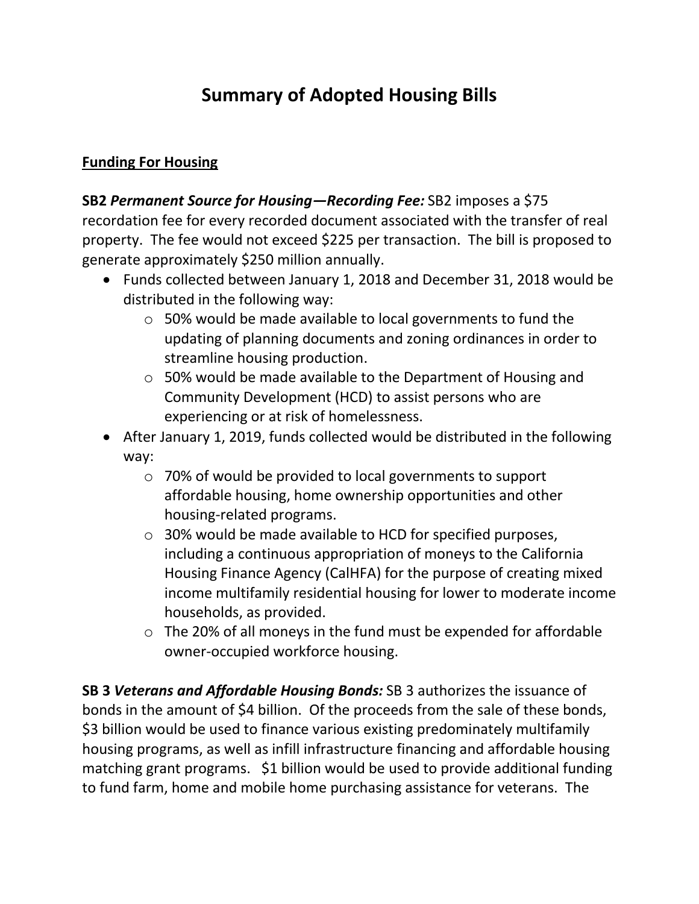# Summary of Adopted Housing Bills

## <u>Funding For Housing</u>

**SB2** ***Permanent Source for Housing—Recording Fee:*** SB2 imposes a $75 recordation fee for every recorded document associated with the transfer of real property. The fee would not exceed $225 per transaction. The bill is proposed to generate approximately $250 million annually.

- Funds collected between January 1, 2018 and December 31, 2018 would be distributed in the following way:
  - 50% would be made available to local governments to fund the updating of planning documents and zoning ordinances in order to streamline housing production.
  - 50% would be made available to the Department of Housing and Community Development (HCD) to assist persons who are experiencing or at risk of homelessness.
- After January 1, 2019, funds collected would be distributed in the following way:
  - 70% of would be provided to local governments to support affordable housing, home ownership opportunities and other housing-related programs.
  - 30% would be made available to HCD for specified purposes, including a continuous appropriation of moneys to the California Housing Finance Agency (CalHFA) for the purpose of creating mixed income multifamily residential housing for lower to moderate income households, as provided.
  - The 20% of all moneys in the fund must be expended for affordable owner-occupied workforce housing.

**SB 3** ***Veterans and Affordable Housing Bonds:*** SB 3 authorizes the issuance of bonds in the amount of $4 billion. Of the proceeds from the sale of these bonds, $3 billion would be used to finance various existing predominately multifamily housing programs, as well as infill infrastructure financing and affordable housing matching grant programs. $1 billion would be used to provide additional funding to fund farm, home and mobile home purchasing assistance for veterans. The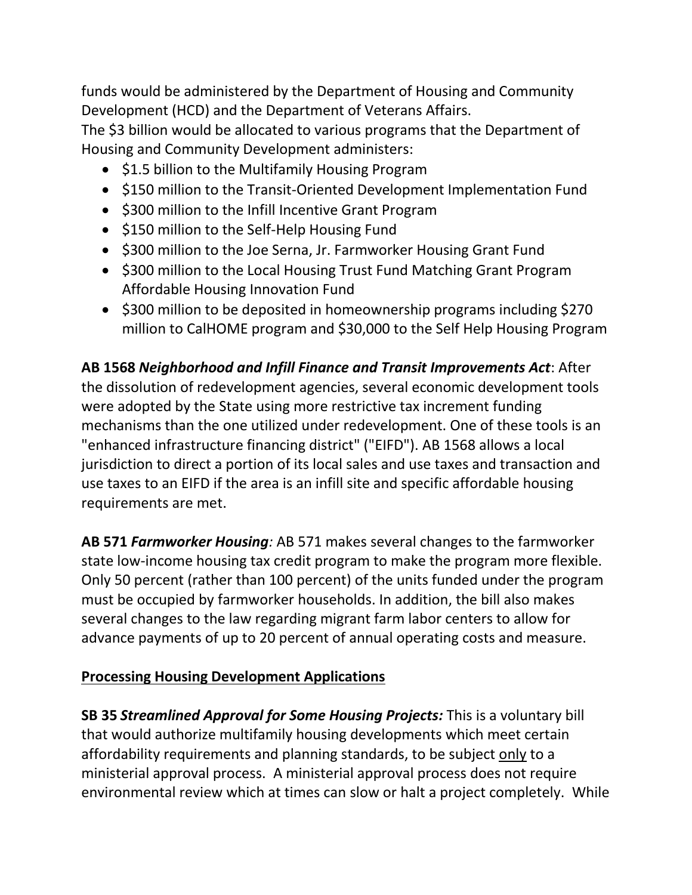funds would be administered by the Department of Housing and Community Development (HCD) and the Department of Veterans Affairs.
The $3 billion would be allocated to various programs that the Department of Housing and Community Development administers:

- $1.5 billion to the Multifamily Housing Program
- $150 million to the Transit-Oriented Development Implementation Fund
- $300 million to the Infill Incentive Grant Program
- $150 million to the Self-Help Housing Fund
- $300 million to the Joe Serna, Jr. Farmworker Housing Grant Fund
- $300 million to the Local Housing Trust Fund Matching Grant Program Affordable Housing Innovation Fund
- $300 million to be deposited in homeownership programs including $270 million to CalHOME program and $30,000 to the Self Help Housing Program

**AB 1568 *Neighborhood and Infill Finance and Transit Improvements Act***: After the dissolution of redevelopment agencies, several economic development tools were adopted by the State using more restrictive tax increment funding mechanisms than the one utilized under redevelopment. One of these tools is an "enhanced infrastructure financing district" ("EIFD"). AB 1568 allows a local jurisdiction to direct a portion of its local sales and use taxes and transaction and use taxes to an EIFD if the area is an infill site and specific affordable housing requirements are met.

**AB 571 *Farmworker Housing**:* AB 571 makes several changes to the farmworker state low-income housing tax credit program to make the program more flexible. Only 50 percent (rather than 100 percent) of the units funded under the program must be occupied by farmworker households. In addition, the bill also makes several changes to the law regarding migrant farm labor centers to allow for advance payments of up to 20 percent of annual operating costs and measure.

**<u>Processing Housing Development Applications</u>**

**SB 35 *Streamlined Approval for Some Housing Projects:*** This is a voluntary bill that would authorize multifamily housing developments which meet certain affordability requirements and planning standards, to be subject <u>only</u> to a ministerial approval process. A ministerial approval process does not require environmental review which at times can slow or halt a project completely. While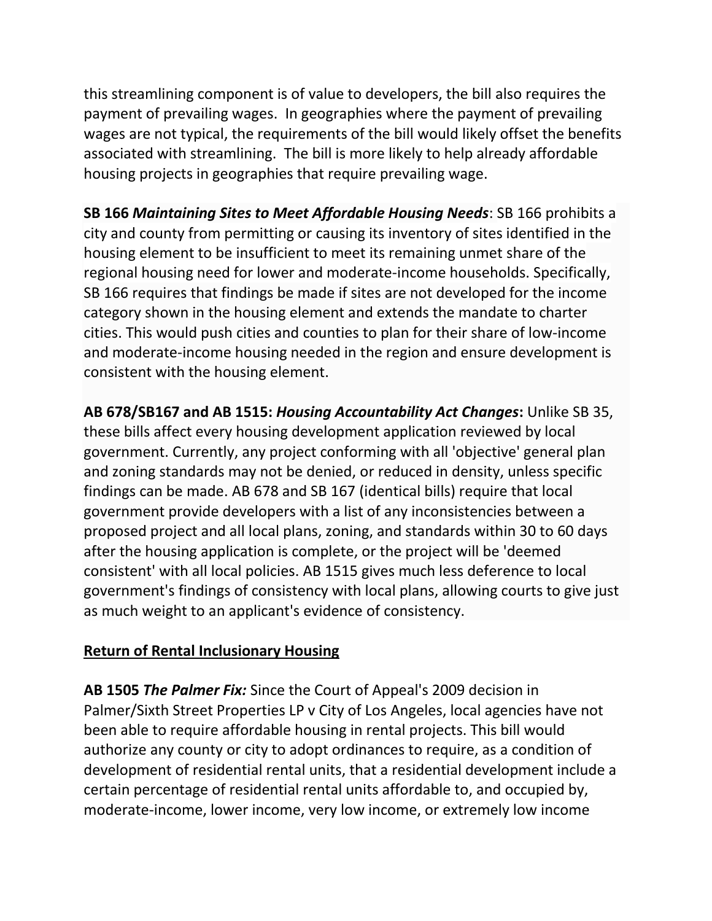this streamlining component is of value to developers, the bill also requires the payment of prevailing wages. In geographies where the payment of prevailing wages are not typical, the requirements of the bill would likely offset the benefits associated with streamlining. The bill is more likely to help already affordable housing projects in geographies that require prevailing wage.

**SB 166 *Maintaining Sites to Meet Affordable Housing Needs***: SB 166 prohibits a city and county from permitting or causing its inventory of sites identified in the housing element to be insufficient to meet its remaining unmet share of the regional housing need for lower and moderate-income households. Specifically, SB 166 requires that findings be made if sites are not developed for the income category shown in the housing element and extends the mandate to charter cities. This would push cities and counties to plan for their share of low-income and moderate-income housing needed in the region and ensure development is consistent with the housing element.

**AB 678/SB167 and AB 1515: *Housing Accountability Act Changes*:** Unlike SB 35, these bills affect every housing development application reviewed by local government. Currently, any project conforming with all 'objective' general plan and zoning standards may not be denied, or reduced in density, unless specific findings can be made. AB 678 and SB 167 (identical bills) require that local government provide developers with a list of any inconsistencies between a proposed project and all local plans, zoning, and standards within 30 to 60 days after the housing application is complete, or the project will be 'deemed consistent' with all local policies. AB 1515 gives much less deference to local government's findings of consistency with local plans, allowing courts to give just as much weight to an applicant's evidence of consistency.

## Return of Rental Inclusionary Housing

**AB 1505 *The Palmer Fix:*** Since the Court of Appeal's 2009 decision in Palmer/Sixth Street Properties LP v City of Los Angeles, local agencies have not been able to require affordable housing in rental projects. This bill would authorize any county or city to adopt ordinances to require, as a condition of development of residential rental units, that a residential development include a certain percentage of residential rental units affordable to, and occupied by, moderate-income, lower income, very low income, or extremely low income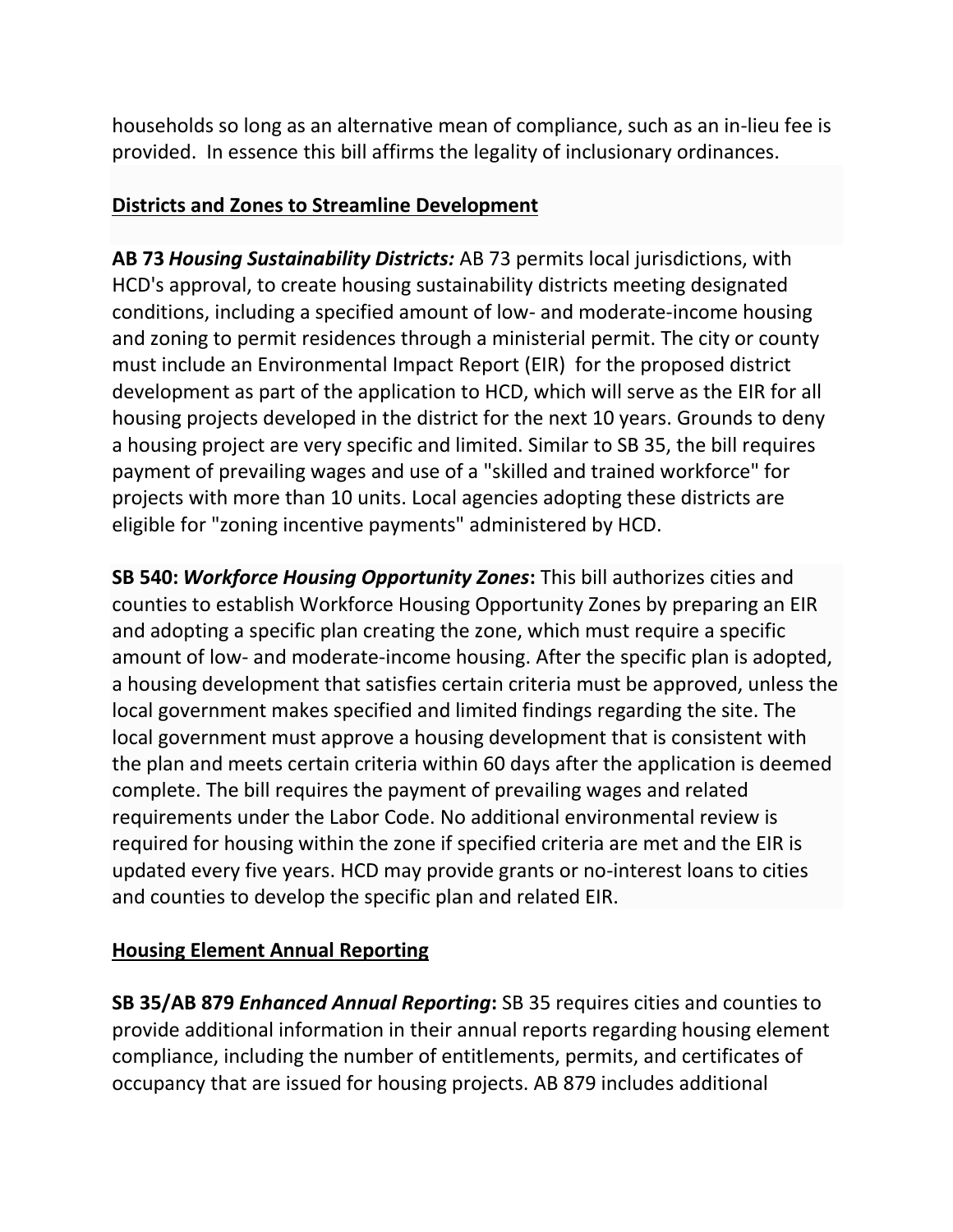households so long as an alternative mean of compliance, such as an in-lieu fee is provided. In essence this bill affirms the legality of inclusionary ordinances.

**Districts and Zones to Streamline Development**

**AB 73** ***Housing Sustainability Districts:*** AB 73 permits local jurisdictions, with HCD's approval, to create housing sustainability districts meeting designated conditions, including a specified amount of low- and moderate-income housing and zoning to permit residences through a ministerial permit. The city or county must include an Environmental Impact Report (EIR) for the proposed district development as part of the application to HCD, which will serve as the EIR for all housing projects developed in the district for the next 10 years. Grounds to deny a housing project are very specific and limited. Similar to SB 35, the bill requires payment of prevailing wages and use of a "skilled and trained workforce" for projects with more than 10 units. Local agencies adopting these districts are eligible for "zoning incentive payments" administered by HCD.

**SB 540:** ***Workforce Housing Opportunity Zones*****:** This bill authorizes cities and counties to establish Workforce Housing Opportunity Zones by preparing an EIR and adopting a specific plan creating the zone, which must require a specific amount of low- and moderate-income housing. After the specific plan is adopted, a housing development that satisfies certain criteria must be approved, unless the local government makes specified and limited findings regarding the site. The local government must approve a housing development that is consistent with the plan and meets certain criteria within 60 days after the application is deemed complete. The bill requires the payment of prevailing wages and related requirements under the Labor Code. No additional environmental review is required for housing within the zone if specified criteria are met and the EIR is updated every five years. HCD may provide grants or no-interest loans to cities and counties to develop the specific plan and related EIR.

**Housing Element Annual Reporting**

**SB 35/AB 879** ***Enhanced Annual Reporting*****:** SB 35 requires cities and counties to provide additional information in their annual reports regarding housing element compliance, including the number of entitlements, permits, and certificates of occupancy that are issued for housing projects. AB 879 includes additional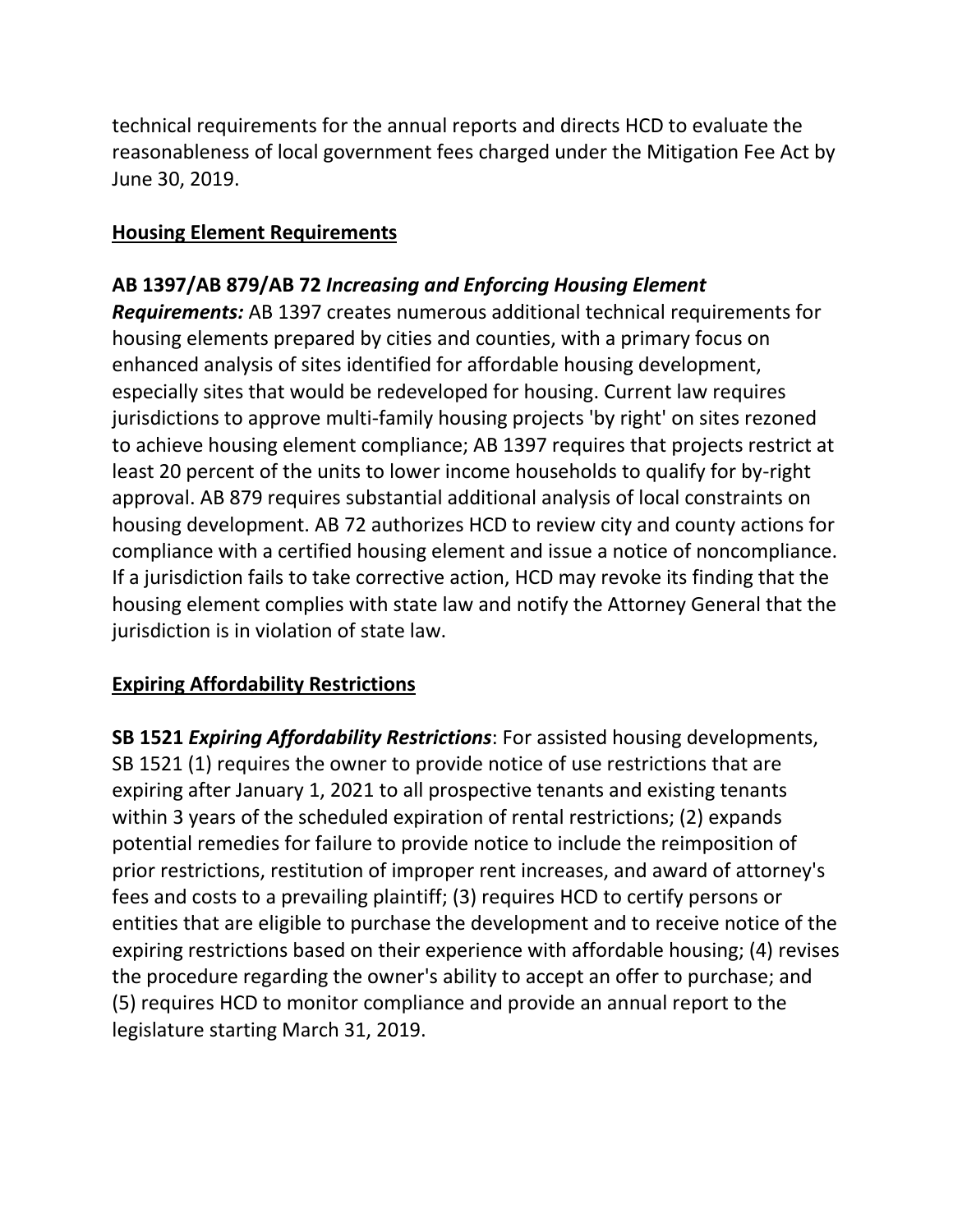technical requirements for the annual reports and directs HCD to evaluate the reasonableness of local government fees charged under the Mitigation Fee Act by June 30, 2019.

## Housing Element Requirements

**AB 1397/AB 879/AB 72** ***Increasing and Enforcing Housing Element Requirements:*** AB 1397 creates numerous additional technical requirements for housing elements prepared by cities and counties, with a primary focus on enhanced analysis of sites identified for affordable housing development, especially sites that would be redeveloped for housing. Current law requires jurisdictions to approve multi-family housing projects 'by right' on sites rezoned to achieve housing element compliance; AB 1397 requires that projects restrict at least 20 percent of the units to lower income households to qualify for by-right approval. AB 879 requires substantial additional analysis of local constraints on housing development. AB 72 authorizes HCD to review city and county actions for compliance with a certified housing element and issue a notice of noncompliance. If a jurisdiction fails to take corrective action, HCD may revoke its finding that the housing element complies with state law and notify the Attorney General that the jurisdiction is in violation of state law.

## Expiring Affordability Restrictions

**SB 1521** ***Expiring Affordability Restrictions***: For assisted housing developments, SB 1521 (1) requires the owner to provide notice of use restrictions that are expiring after January 1, 2021 to all prospective tenants and existing tenants within 3 years of the scheduled expiration of rental restrictions; (2) expands potential remedies for failure to provide notice to include the reimposition of prior restrictions, restitution of improper rent increases, and award of attorney's fees and costs to a prevailing plaintiff; (3) requires HCD to certify persons or entities that are eligible to purchase the development and to receive notice of the expiring restrictions based on their experience with affordable housing; (4) revises the procedure regarding the owner's ability to accept an offer to purchase; and (5) requires HCD to monitor compliance and provide an annual report to the legislature starting March 31, 2019.